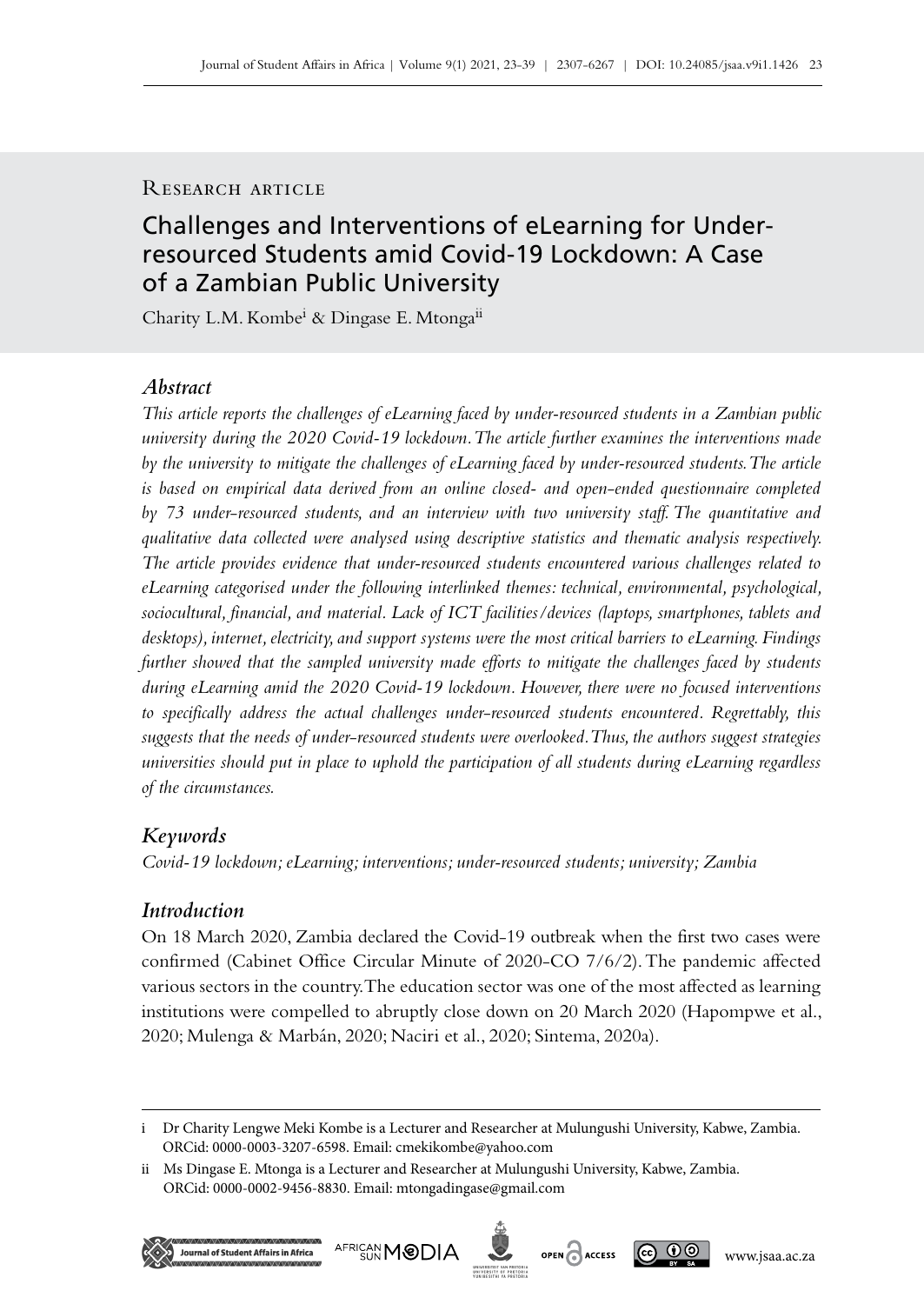Research article

# Challenges and Interventions of eLearning for Under-resourced Students amid Covid-19 Lockdown: A Case of a Zambian Public University

Charity L.M. Kombe[i] & Dingase E. Mtonga[ii]

## *Abstract*

*This article reports the challenges of eLearning faced by under-resourced students in a Zambian public university during the 2020 Covid-19 lockdown. The article further examines the interventions made by the university to mitigate the challenges of eLearning faced by under-resourced students. The article is based on empirical data derived from an online closed- and open-ended questionnaire completed by 73 under-resourced students, and an interview with two university staff. The quantitative and qualitative data collected were analysed using descriptive statistics and thematic analysis respectively. The article provides evidence that under-resourced students encountered various challenges related to eLearning categorised under the following interlinked themes: technical, environmental, psychological, sociocultural, financial, and material. Lack of ICT facilities/devices (laptops, smartphones, tablets and desktops), internet, electricity, and support systems were the most critical barriers to eLearning. Findings further showed that the sampled university made efforts to mitigate the challenges faced by students during eLearning amid the 2020 Covid-19 lockdown. However, there were no focused interventions to specifically address the actual challenges under-resourced students encountered. Regrettably, this suggests that the needs of under-resourced students were overlooked. Thus, the authors suggest strategies universities should put in place to uphold the participation of all students during eLearning regardless of the circumstances.*

## *Keywords*

*Covid-19 lockdown; eLearning; interventions; under-resourced students; university; Zambia*

## *Introduction*

On 18 March 2020, Zambia declared the Covid-19 outbreak when the first two cases were confirmed (Cabinet Office Circular Minute of 2020-CO 7/6/2). The pandemic affected various sectors in the country. The education sector was one of the most affected as learning institutions were compelled to abruptly close down on 20 March 2020 (Hapompwe et al., 2020; Mulenga & Marbán, 2020; Naciri et al., 2020; Sintema, 2020a).

---

i Dr Charity Lengwe Meki Kombe is a Lecturer and Researcher at Mulungushi University, Kabwe, Zambia. ORCid: 0000-0003-3207-6598. Email: cmekikombe@yahoo.com

ii Ms Dingase E. Mtonga is a Lecturer and Researcher at Mulungushi University, Kabwe, Zambia. ORCid: 0000-0002-9456-8830. Email: mtongadingase@gmail.com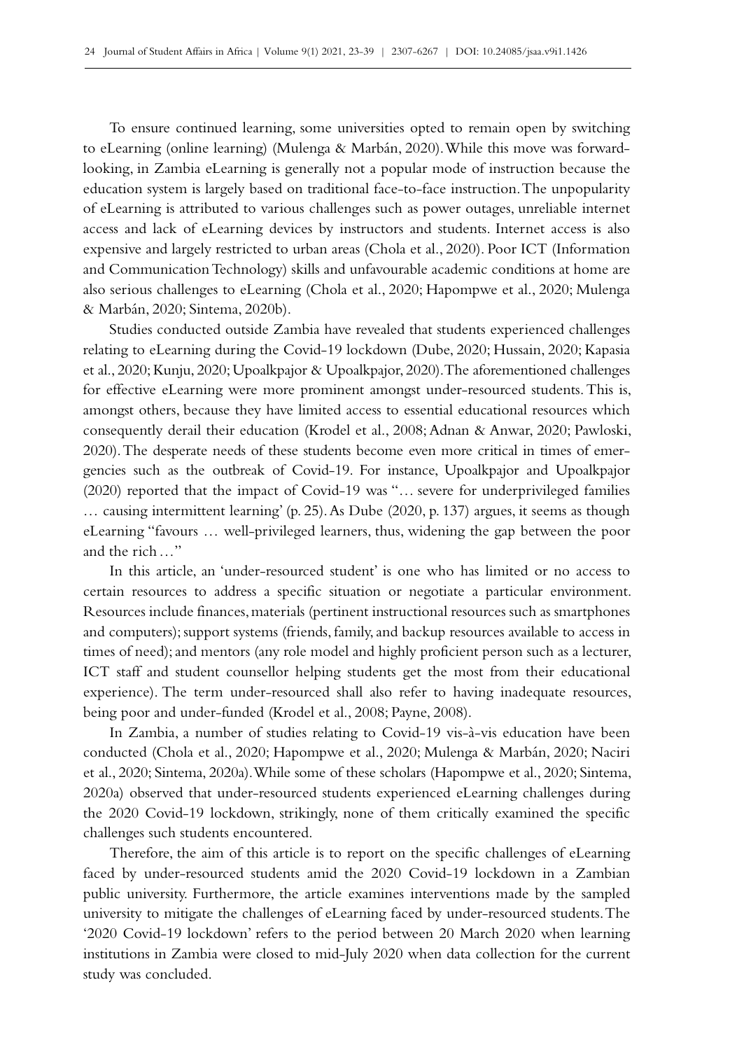To ensure continued learning, some universities opted to remain open by switching to eLearning (online learning) (Mulenga & Marbán, 2020). While this move was forward-looking, in Zambia eLearning is generally not a popular mode of instruction because the education system is largely based on traditional face-to-face instruction. The unpopularity of eLearning is attributed to various challenges such as power outages, unreliable internet access and lack of eLearning devices by instructors and students. Internet access is also expensive and largely restricted to urban areas (Chola et al., 2020). Poor ICT (Information and Communication Technology) skills and unfavourable academic conditions at home are also serious challenges to eLearning (Chola et al., 2020; Hapompwe et al., 2020; Mulenga & Marbán, 2020; Sintema, 2020b).

Studies conducted outside Zambia have revealed that students experienced challenges relating to eLearning during the Covid-19 lockdown (Dube, 2020; Hussain, 2020; Kapasia et al., 2020; Kunju, 2020; Upoalkpajor & Upoalkpajor, 2020). The aforementioned challenges for effective eLearning were more prominent amongst under-resourced students. This is, amongst others, because they have limited access to essential educational resources which consequently derail their education (Krodel et al., 2008; Adnan & Anwar, 2020; Pawloski, 2020). The desperate needs of these students become even more critical in times of emergencies such as the outbreak of Covid-19. For instance, Upoalkpajor and Upoalkpajor (2020) reported that the impact of Covid-19 was "… severe for underprivileged families … causing intermittent learning' (p. 25). As Dube (2020, p. 137) argues, it seems as though eLearning "favours … well-privileged learners, thus, widening the gap between the poor and the rich …"

In this article, an 'under-resourced student' is one who has limited or no access to certain resources to address a specific situation or negotiate a particular environment. Resources include finances, materials (pertinent instructional resources such as smartphones and computers); support systems (friends, family, and backup resources available to access in times of need); and mentors (any role model and highly proficient person such as a lecturer, ICT staff and student counsellor helping students get the most from their educational experience). The term under-resourced shall also refer to having inadequate resources, being poor and under-funded (Krodel et al., 2008; Payne, 2008).

In Zambia, a number of studies relating to Covid-19 vis-à-vis education have been conducted (Chola et al., 2020; Hapompwe et al., 2020; Mulenga & Marbán, 2020; Naciri et al., 2020; Sintema, 2020a). While some of these scholars (Hapompwe et al., 2020; Sintema, 2020a) observed that under-resourced students experienced eLearning challenges during the 2020 Covid-19 lockdown, strikingly, none of them critically examined the specific challenges such students encountered.

Therefore, the aim of this article is to report on the specific challenges of eLearning faced by under-resourced students amid the 2020 Covid-19 lockdown in a Zambian public university. Furthermore, the article examines interventions made by the sampled university to mitigate the challenges of eLearning faced by under-resourced students. The '2020 Covid-19 lockdown' refers to the period between 20 March 2020 when learning institutions in Zambia were closed to mid-July 2020 when data collection for the current study was concluded.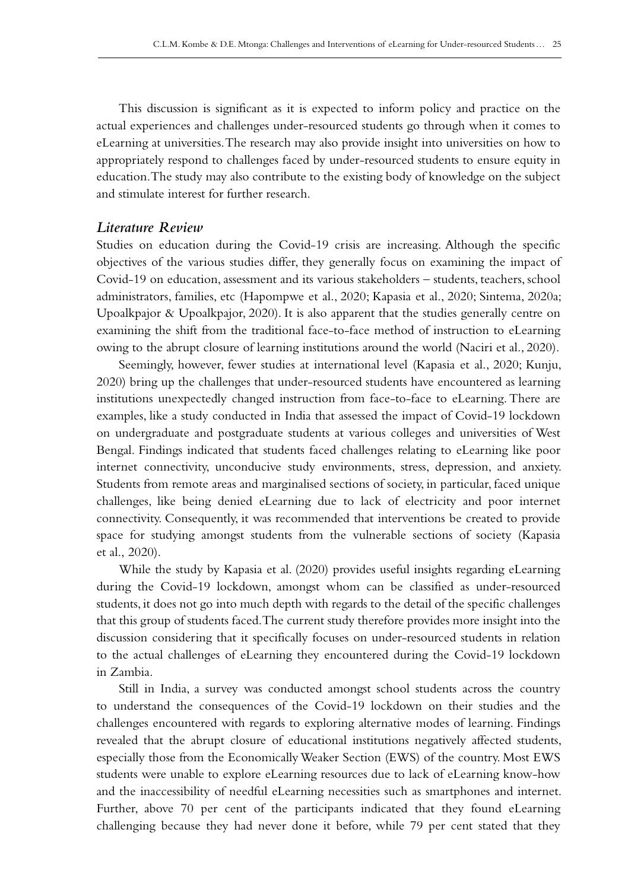This discussion is significant as it is expected to inform policy and practice on the actual experiences and challenges under-resourced students go through when it comes to eLearning at universities. The research may also provide insight into universities on how to appropriately respond to challenges faced by under-resourced students to ensure equity in education. The study may also contribute to the existing body of knowledge on the subject and stimulate interest for further research.

### *Literature Review*

Studies on education during the Covid-19 crisis are increasing. Although the specific objectives of the various studies differ, they generally focus on examining the impact of Covid-19 on education, assessment and its various stakeholders – students, teachers, school administrators, families, etc (Hapompwe et al., 2020; Kapasia et al., 2020; Sintema, 2020a; Upoalkpajor & Upoalkpajor, 2020). It is also apparent that the studies generally centre on examining the shift from the traditional face-to-face method of instruction to eLearning owing to the abrupt closure of learning institutions around the world (Naciri et al., 2020).

Seemingly, however, fewer studies at international level (Kapasia et al., 2020; Kunju, 2020) bring up the challenges that under-resourced students have encountered as learning institutions unexpectedly changed instruction from face-to-face to eLearning. There are examples, like a study conducted in India that assessed the impact of Covid-19 lockdown on undergraduate and postgraduate students at various colleges and universities of West Bengal. Findings indicated that students faced challenges relating to eLearning like poor internet connectivity, unconducive study environments, stress, depression, and anxiety. Students from remote areas and marginalised sections of society, in particular, faced unique challenges, like being denied eLearning due to lack of electricity and poor internet connectivity. Consequently, it was recommended that interventions be created to provide space for studying amongst students from the vulnerable sections of society (Kapasia et al., 2020).

While the study by Kapasia et al. (2020) provides useful insights regarding eLearning during the Covid-19 lockdown, amongst whom can be classified as under-resourced students, it does not go into much depth with regards to the detail of the specific challenges that this group of students faced. The current study therefore provides more insight into the discussion considering that it specifically focuses on under-resourced students in relation to the actual challenges of eLearning they encountered during the Covid-19 lockdown in Zambia.

Still in India, a survey was conducted amongst school students across the country to understand the consequences of the Covid-19 lockdown on their studies and the challenges encountered with regards to exploring alternative modes of learning. Findings revealed that the abrupt closure of educational institutions negatively affected students, especially those from the Economically Weaker Section (EWS) of the country. Most EWS students were unable to explore eLearning resources due to lack of eLearning know-how and the inaccessibility of needful eLearning necessities such as smartphones and internet. Further, above 70 per cent of the participants indicated that they found eLearning challenging because they had never done it before, while 79 per cent stated that they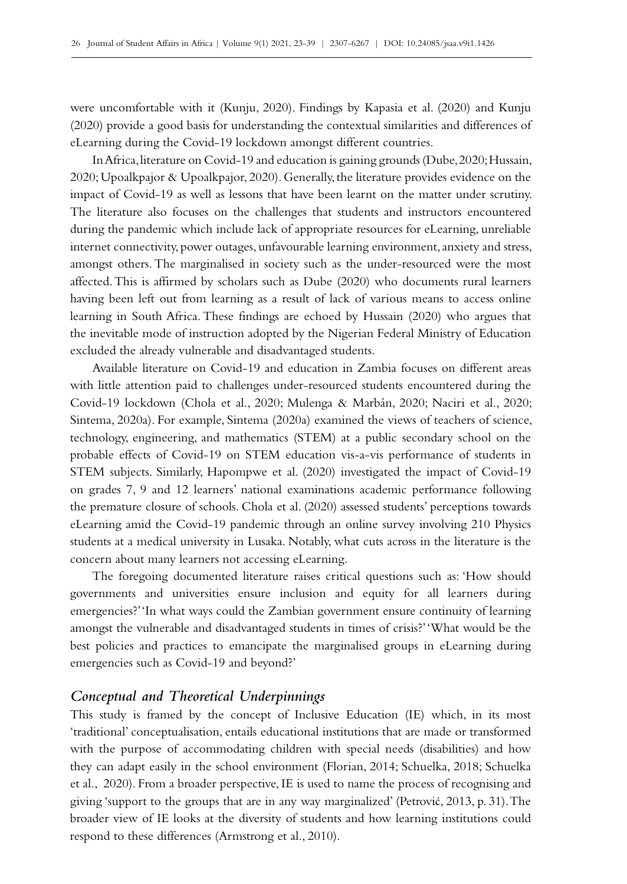were uncomfortable with it (Kunju, 2020). Findings by Kapasia et al. (2020) and Kunju (2020) provide a good basis for understanding the contextual similarities and differences of eLearning during the Covid-19 lockdown amongst different countries.

In Africa, literature on Covid-19 and education is gaining grounds (Dube, 2020; Hussain, 2020; Upoalkpajor & Upoalkpajor, 2020). Generally, the literature provides evidence on the impact of Covid-19 as well as lessons that have been learnt on the matter under scrutiny. The literature also focuses on the challenges that students and instructors encountered during the pandemic which include lack of appropriate resources for eLearning, unreliable internet connectivity, power outages, unfavourable learning environment, anxiety and stress, amongst others. The marginalised in society such as the under-resourced were the most affected. This is affirmed by scholars such as Dube (2020) who documents rural learners having been left out from learning as a result of lack of various means to access online learning in South Africa. These findings are echoed by Hussain (2020) who argues that the inevitable mode of instruction adopted by the Nigerian Federal Ministry of Education excluded the already vulnerable and disadvantaged students.

Available literature on Covid-19 and education in Zambia focuses on different areas with little attention paid to challenges under-resourced students encountered during the Covid-19 lockdown (Chola et al., 2020; Mulenga & Marbán, 2020; Naciri et al., 2020; Sintema, 2020a). For example, Sintema (2020a) examined the views of teachers of science, technology, engineering, and mathematics (STEM) at a public secondary school on the probable effects of Covid-19 on STEM education vis-a-vis performance of students in STEM subjects. Similarly, Hapompwe et al. (2020) investigated the impact of Covid-19 on grades 7, 9 and 12 learners' national examinations academic performance following the premature closure of schools. Chola et al. (2020) assessed students' perceptions towards eLearning amid the Covid-19 pandemic through an online survey involving 210 Physics students at a medical university in Lusaka. Notably, what cuts across in the literature is the concern about many learners not accessing eLearning.

The foregoing documented literature raises critical questions such as: 'How should governments and universities ensure inclusion and equity for all learners during emergencies?' 'In what ways could the Zambian government ensure continuity of learning amongst the vulnerable and disadvantaged students in times of crisis?' 'What would be the best policies and practices to emancipate the marginalised groups in eLearning during emergencies such as Covid-19 and beyond?'

### *Conceptual and Theoretical Underpinnings*

This study is framed by the concept of Inclusive Education (IE) which, in its most 'traditional' conceptualisation, entails educational institutions that are made or transformed with the purpose of accommodating children with special needs (disabilities) and how they can adapt easily in the school environment (Florian, 2014; Schuelka, 2018; Schuelka et al., 2020). From a broader perspective, IE is used to name the process of recognising and giving 'support to the groups that are in any way marginalized' (Petrović, 2013, p. 31). The broader view of IE looks at the diversity of students and how learning institutions could respond to these differences (Armstrong et al., 2010).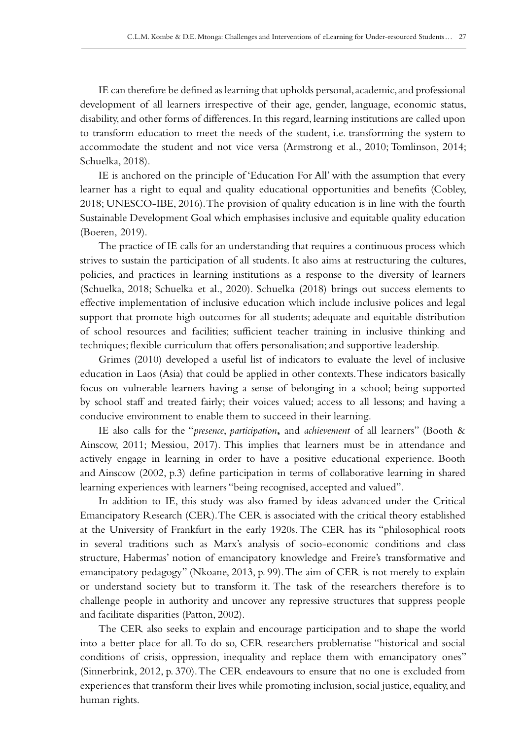IE can therefore be defined as learning that upholds personal, academic, and professional development of all learners irrespective of their age, gender, language, economic status, disability, and other forms of differences. In this regard, learning institutions are called upon to transform education to meet the needs of the student, i.e. transforming the system to accommodate the student and not vice versa (Armstrong et al., 2010; Tomlinson, 2014; Schuelka, 2018).

IE is anchored on the principle of 'Education For All' with the assumption that every learner has a right to equal and quality educational opportunities and benefits (Cobley, 2018; UNESCO-IBE, 2016). The provision of quality education is in line with the fourth Sustainable Development Goal which emphasises inclusive and equitable quality education (Boeren, 2019).

The practice of IE calls for an understanding that requires a continuous process which strives to sustain the participation of all students. It also aims at restructuring the cultures, policies, and practices in learning institutions as a response to the diversity of learners (Schuelka, 2018; Schuelka et al., 2020). Schuelka (2018) brings out success elements to effective implementation of inclusive education which include inclusive polices and legal support that promote high outcomes for all students; adequate and equitable distribution of school resources and facilities; sufficient teacher training in inclusive thinking and techniques; flexible curriculum that offers personalisation; and supportive leadership.

Grimes (2010) developed a useful list of indicators to evaluate the level of inclusive education in Laos (Asia) that could be applied in other contexts. These indicators basically focus on vulnerable learners having a sense of belonging in a school; being supported by school staff and treated fairly; their voices valued; access to all lessons; and having a conducive environment to enable them to succeed in their learning.

IE also calls for the "*presence*, *participation*, and *achievement* of all learners" (Booth & Ainscow, 2011; Messiou, 2017). This implies that learners must be in attendance and actively engage in learning in order to have a positive educational experience. Booth and Ainscow (2002, p.3) define participation in terms of collaborative learning in shared learning experiences with learners "being recognised, accepted and valued".

In addition to IE, this study was also framed by ideas advanced under the Critical Emancipatory Research (CER). The CER is associated with the critical theory established at the University of Frankfurt in the early 1920s. The CER has its "philosophical roots in several traditions such as Marx's analysis of socio-economic conditions and class structure, Habermas' notion of emancipatory knowledge and Freire's transformative and emancipatory pedagogy" (Nkoane, 2013, p. 99). The aim of CER is not merely to explain or understand society but to transform it. The task of the researchers therefore is to challenge people in authority and uncover any repressive structures that suppress people and facilitate disparities (Patton, 2002).

The CER also seeks to explain and encourage participation and to shape the world into a better place for all. To do so, CER researchers problematise "historical and social conditions of crisis, oppression, inequality and replace them with emancipatory ones" (Sinnerbrink, 2012, p. 370). The CER endeavours to ensure that no one is excluded from experiences that transform their lives while promoting inclusion, social justice, equality, and human rights.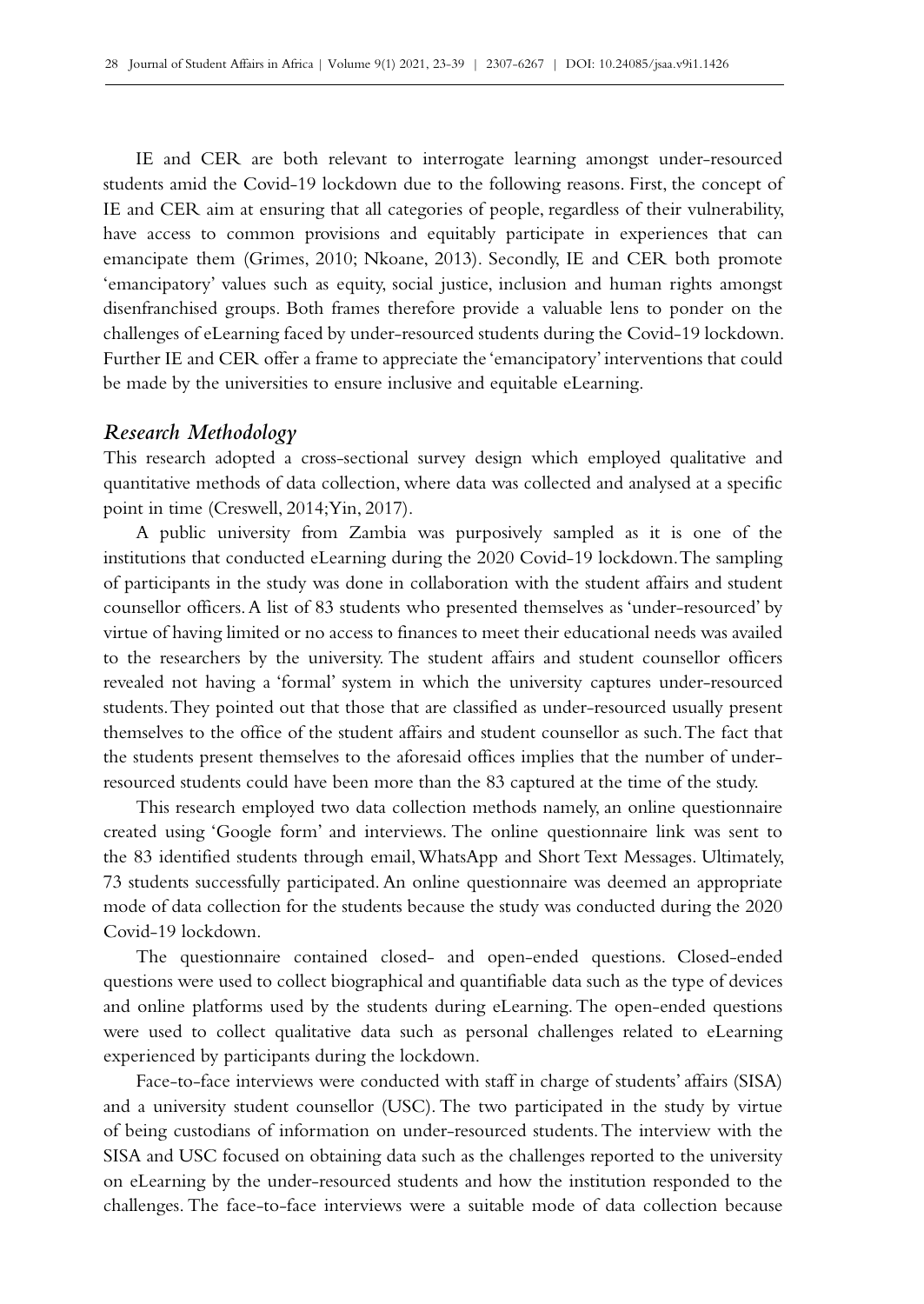IE and CER are both relevant to interrogate learning amongst under-resourced students amid the Covid-19 lockdown due to the following reasons. First, the concept of IE and CER aim at ensuring that all categories of people, regardless of their vulnerability, have access to common provisions and equitably participate in experiences that can emancipate them (Grimes, 2010; Nkoane, 2013). Secondly, IE and CER both promote 'emancipatory' values such as equity, social justice, inclusion and human rights amongst disenfranchised groups. Both frames therefore provide a valuable lens to ponder on the challenges of eLearning faced by under-resourced students during the Covid-19 lockdown. Further IE and CER offer a frame to appreciate the 'emancipatory' interventions that could be made by the universities to ensure inclusive and equitable eLearning.

### *Research Methodology*

This research adopted a cross-sectional survey design which employed qualitative and quantitative methods of data collection, where data was collected and analysed at a specific point in time (Creswell, 2014; Yin, 2017).

A public university from Zambia was purposively sampled as it is one of the institutions that conducted eLearning during the 2020 Covid-19 lockdown. The sampling of participants in the study was done in collaboration with the student affairs and student counsellor officers. A list of 83 students who presented themselves as 'under-resourced' by virtue of having limited or no access to finances to meet their educational needs was availed to the researchers by the university. The student affairs and student counsellor officers revealed not having a 'formal' system in which the university captures under-resourced students. They pointed out that those that are classified as under-resourced usually present themselves to the office of the student affairs and student counsellor as such. The fact that the students present themselves to the aforesaid offices implies that the number of under-resourced students could have been more than the 83 captured at the time of the study.

This research employed two data collection methods namely, an online questionnaire created using 'Google form' and interviews. The online questionnaire link was sent to the 83 identified students through email, WhatsApp and Short Text Messages. Ultimately, 73 students successfully participated. An online questionnaire was deemed an appropriate mode of data collection for the students because the study was conducted during the 2020 Covid-19 lockdown.

The questionnaire contained closed- and open-ended questions. Closed-ended questions were used to collect biographical and quantifiable data such as the type of devices and online platforms used by the students during eLearning. The open-ended questions were used to collect qualitative data such as personal challenges related to eLearning experienced by participants during the lockdown.

Face-to-face interviews were conducted with staff in charge of students' affairs (SISA) and a university student counsellor (USC). The two participated in the study by virtue of being custodians of information on under-resourced students. The interview with the SISA and USC focused on obtaining data such as the challenges reported to the university on eLearning by the under-resourced students and how the institution responded to the challenges. The face-to-face interviews were a suitable mode of data collection because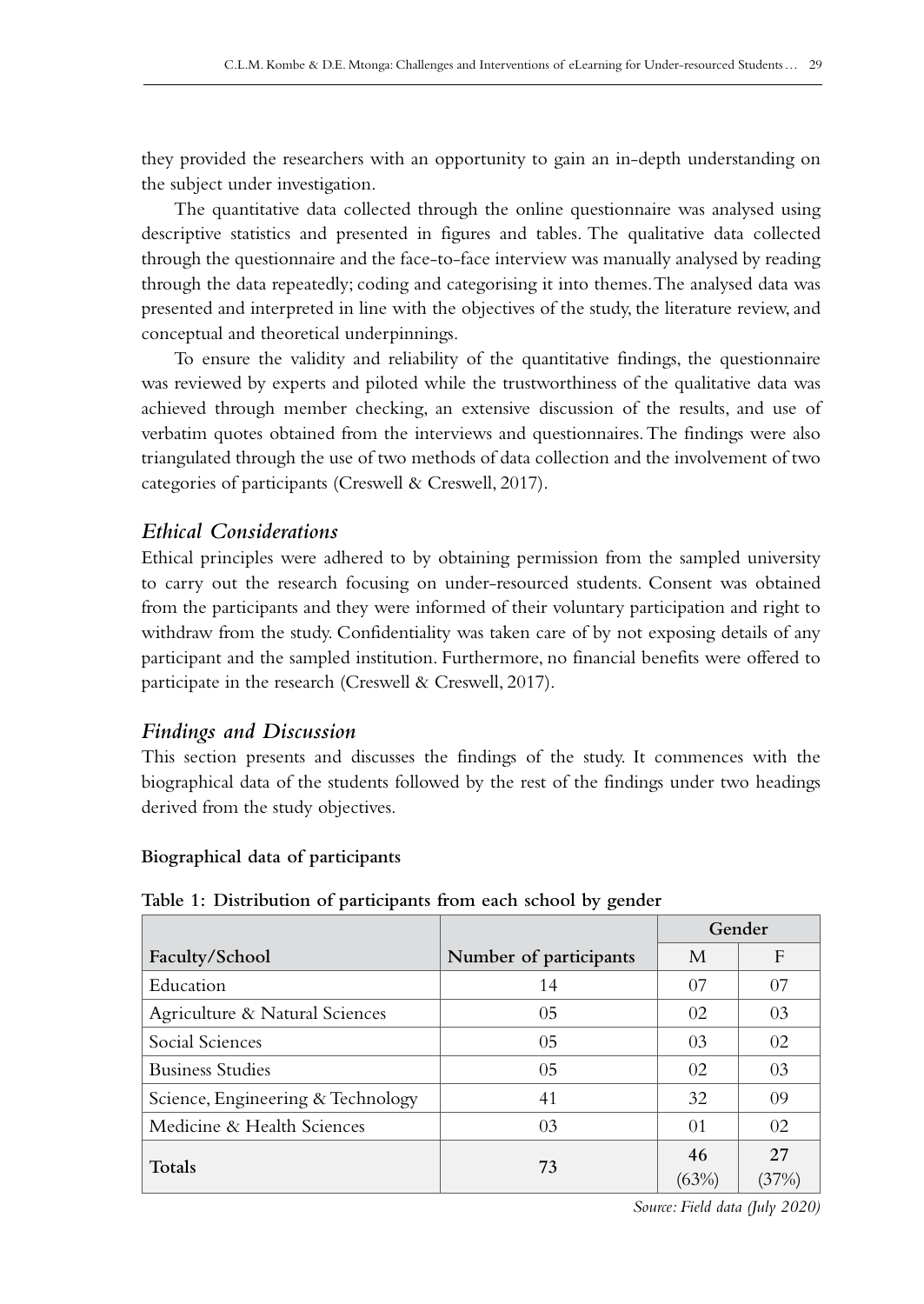they provided the researchers with an opportunity to gain an in-depth understanding on the subject under investigation.

The quantitative data collected through the online questionnaire was analysed using descriptive statistics and presented in figures and tables. The qualitative data collected through the questionnaire and the face-to-face interview was manually analysed by reading through the data repeatedly; coding and categorising it into themes. The analysed data was presented and interpreted in line with the objectives of the study, the literature review, and conceptual and theoretical underpinnings.

To ensure the validity and reliability of the quantitative findings, the questionnaire was reviewed by experts and piloted while the trustworthiness of the qualitative data was achieved through member checking, an extensive discussion of the results, and use of verbatim quotes obtained from the interviews and questionnaires. The findings were also triangulated through the use of two methods of data collection and the involvement of two categories of participants (Creswell & Creswell, 2017).

## *Ethical Considerations*

Ethical principles were adhered to by obtaining permission from the sampled university to carry out the research focusing on under-resourced students. Consent was obtained from the participants and they were informed of their voluntary participation and right to withdraw from the study. Confidentiality was taken care of by not exposing details of any participant and the sampled institution. Furthermore, no financial benefits were offered to participate in the research (Creswell & Creswell, 2017).

## *Findings and Discussion*

This section presents and discusses the findings of the study. It commences with the biographical data of the students followed by the rest of the findings under two headings derived from the study objectives.

**Biographical data of participants**

**Table 1: Distribution of participants from each school by gender**

| | | Gender | |
|---|---|---|---|
| Faculty/School | Number of participants | M | F |
| Education | 14 | 07 | 07 |
| Agriculture & Natural Sciences | 05 | 02 | 03 |
| Social Sciences | 05 | 03 | 02 |
| Business Studies | 05 | 02 | 03 |
| Science, Engineering & Technology | 41 | 32 | 09 |
| Medicine & Health Sciences | 03 | 01 | 02 |
| **Totals** | **73** | **46** (63%) | **27** (37%) |

*Source: Field data (July 2020)*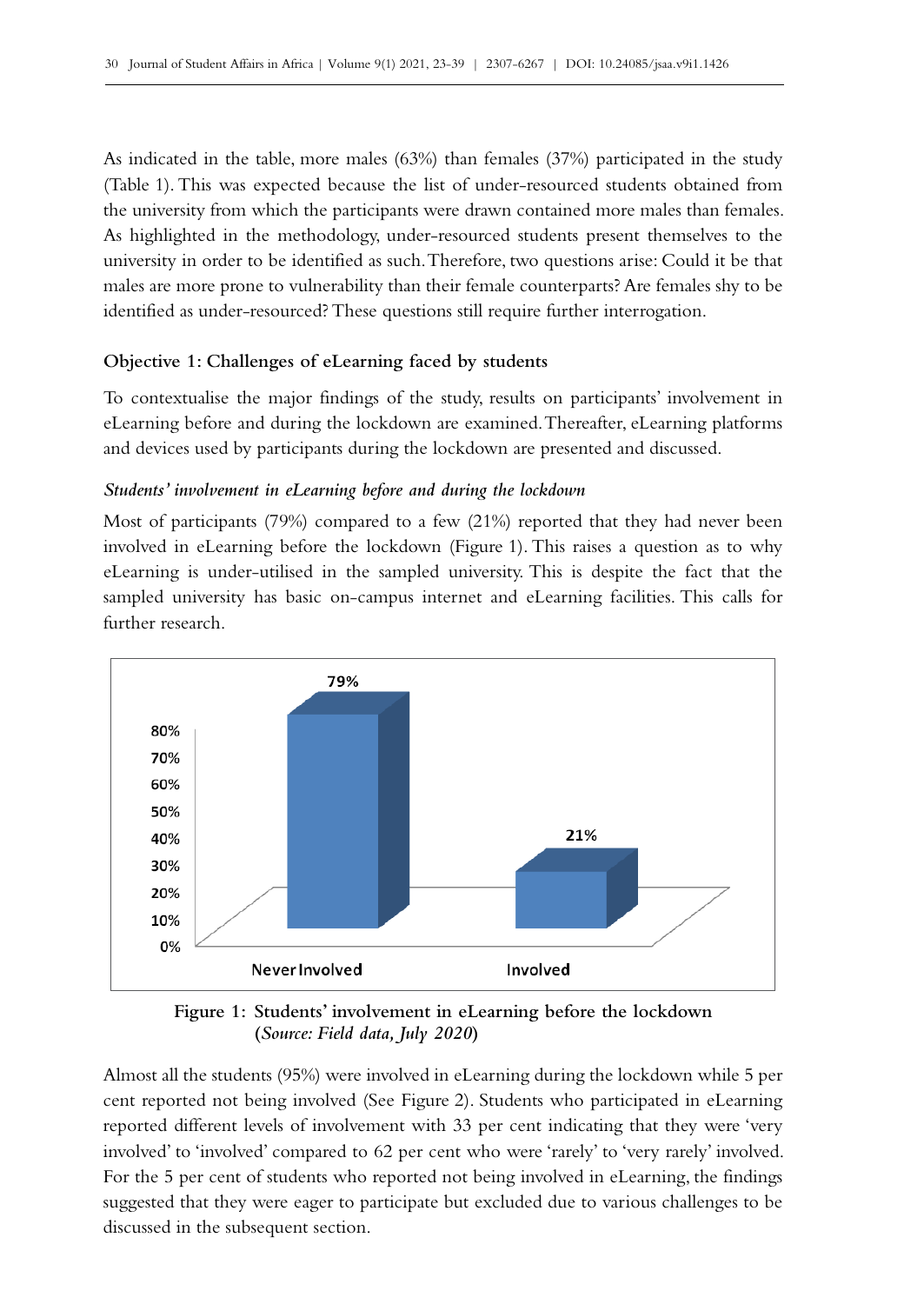As indicated in the table, more males (63%) than females (37%) participated in the study (Table 1). This was expected because the list of under-resourced students obtained from the university from which the participants were drawn contained more males than females. As highlighted in the methodology, under-resourced students present themselves to the university in order to be identified as such. Therefore, two questions arise: Could it be that males are more prone to vulnerability than their female counterparts? Are females shy to be identified as under-resourced? These questions still require further interrogation.

### Objective 1: Challenges of eLearning faced by students

To contextualise the major findings of the study, results on participants' involvement in eLearning before and during the lockdown are examined. Thereafter, eLearning platforms and devices used by participants during the lockdown are presented and discussed.

#### *Students' involvement in eLearning before and during the lockdown*

Most of participants (79%) compared to a few (21%) reported that they had never been involved in eLearning before the lockdown (Figure 1). This raises a question as to why eLearning is under-utilised in the sampled university. This is despite the fact that the sampled university has basic on-campus internet and eLearning facilities. This calls for further research.

| | Never Involved | Involved |
|---|---|---|
| Percentage | 79% | 21% |

**Figure 1: Students' involvement in eLearning before the lockdown (*Source: Field data, July 2020*)**

Almost all the students (95%) were involved in eLearning during the lockdown while 5 per cent reported not being involved (See Figure 2). Students who participated in eLearning reported different levels of involvement with 33 per cent indicating that they were 'very involved' to 'involved' compared to 62 per cent who were 'rarely' to 'very rarely' involved. For the 5 per cent of students who reported not being involved in eLearning, the findings suggested that they were eager to participate but excluded due to various challenges to be discussed in the subsequent section.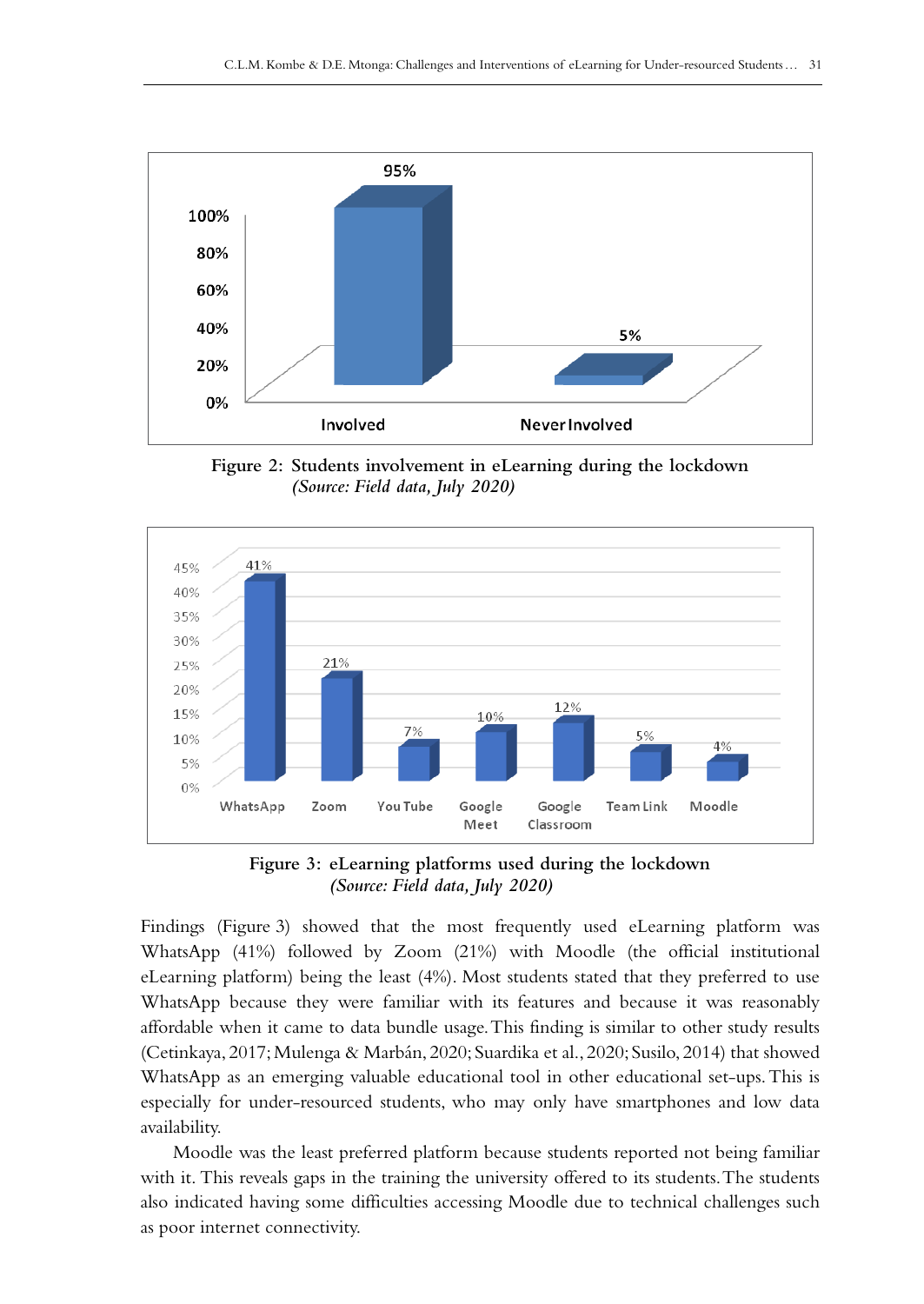Figure 2: Students involvement in eLearning during the lockdown
*(Source: Field data, July 2020)*

Figure 3: eLearning platforms used during the lockdown
*(Source: Field data, July 2020)*

Findings (Figure 3) showed that the most frequently used eLearning platform was WhatsApp (41%) followed by Zoom (21%) with Moodle (the official institutional eLearning platform) being the least (4%). Most students stated that they preferred to use WhatsApp because they were familiar with its features and because it was reasonably affordable when it came to data bundle usage. This finding is similar to other study results (Cetinkaya, 2017; Mulenga & Marbán, 2020; Suardika et al., 2020; Susilo, 2014) that showed WhatsApp as an emerging valuable educational tool in other educational set-ups. This is especially for under-resourced students, who may only have smartphones and low data availability.

Moodle was the least preferred platform because students reported not being familiar with it. This reveals gaps in the training the university offered to its students. The students also indicated having some difficulties accessing Moodle due to technical challenges such as poor internet connectivity.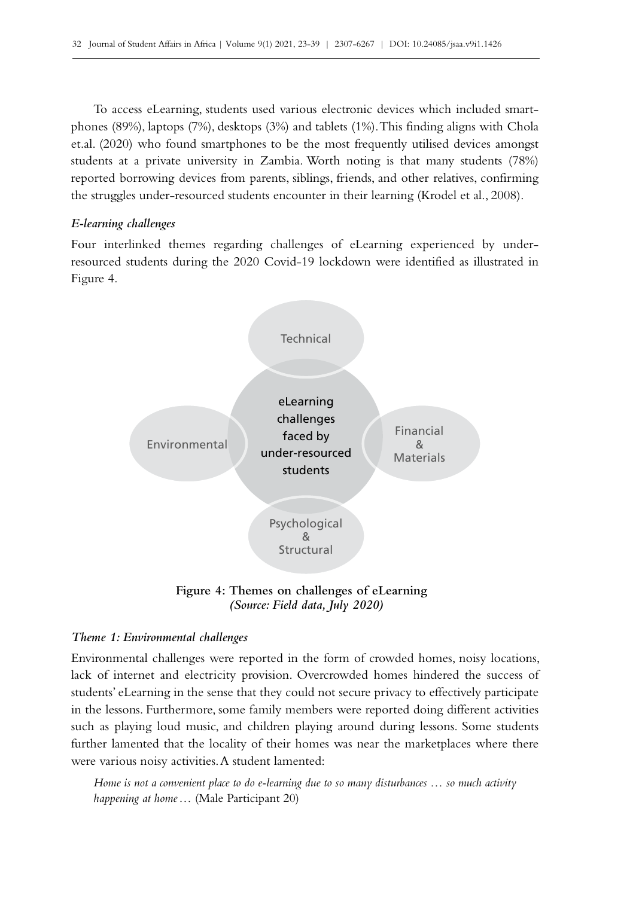To access eLearning, students used various electronic devices which included smartphones (89%), laptops (7%), desktops (3%) and tablets (1%). This finding aligns with Chola et.al. (2020) who found smartphones to be the most frequently utilised devices amongst students at a private university in Zambia. Worth noting is that many students (78%) reported borrowing devices from parents, siblings, friends, and other relatives, confirming the struggles under-resourced students encounter in their learning (Krodel et al., 2008).

### *E-learning challenges*

Four interlinked themes regarding challenges of eLearning experienced by under-resourced students during the 2020 Covid-19 lockdown were identified as illustrated in Figure 4.

Technical

eLearning challenges faced by under-resourced students

Environmental

Financial & Materials

Psychological & Structural

**Figure 4: Themes on challenges of eLearning**
*(Source: Field data, July 2020)*

### *Theme 1: Environmental challenges*

Environmental challenges were reported in the form of crowded homes, noisy locations, lack of internet and electricity provision. Overcrowded homes hindered the success of students' eLearning in the sense that they could not secure privacy to effectively participate in the lessons. Furthermore, some family members were reported doing different activities such as playing loud music, and children playing around during lessons. Some students further lamented that the locality of their homes was near the marketplaces where there were various noisy activities. A student lamented:

> *Home is not a convenient place to do e-learning due to so many disturbances … so much activity happening at home …* (Male Participant 20)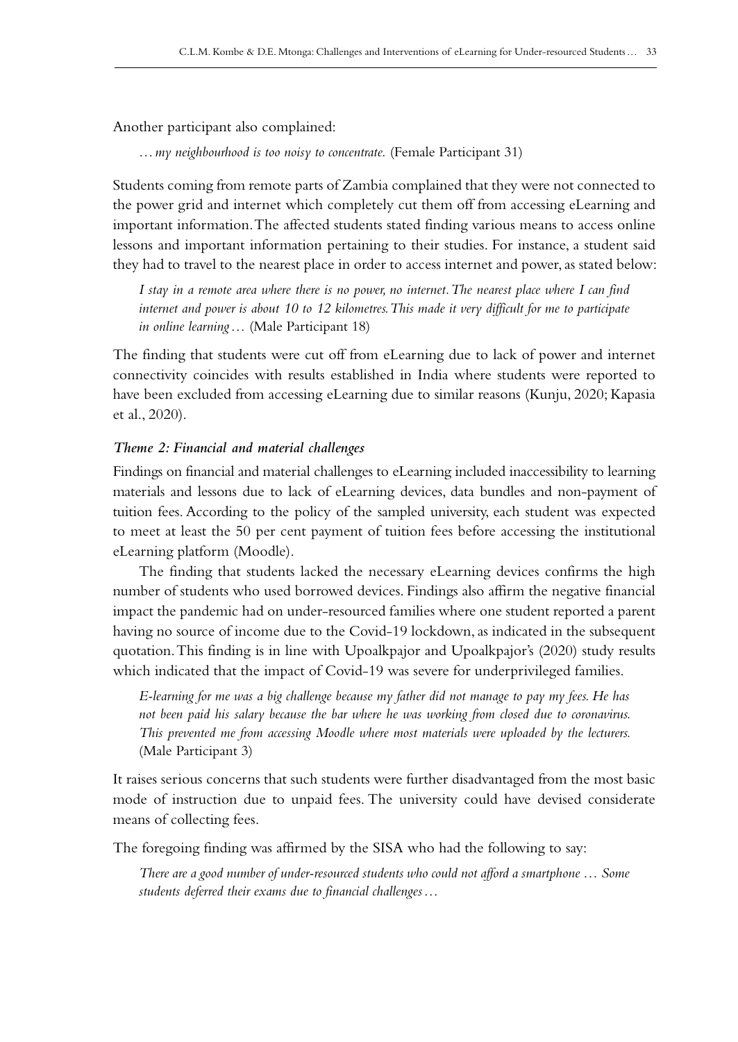Another participant also complained:

> *… my neighbourhood is too noisy to concentrate.* (Female Participant 31)

Students coming from remote parts of Zambia complained that they were not connected to the power grid and internet which completely cut them off from accessing eLearning and important information. The affected students stated finding various means to access online lessons and important information pertaining to their studies. For instance, a student said they had to travel to the nearest place in order to access internet and power, as stated below:

> *I stay in a remote area where there is no power, no internet. The nearest place where I can find internet and power is about 10 to 12 kilometres. This made it very difficult for me to participate in online learning …* (Male Participant 18)

The finding that students were cut off from eLearning due to lack of power and internet connectivity coincides with results established in India where students were reported to have been excluded from accessing eLearning due to similar reasons (Kunju, 2020; Kapasia et al., 2020).

### *Theme 2: Financial and material challenges*

Findings on financial and material challenges to eLearning included inaccessibility to learning materials and lessons due to lack of eLearning devices, data bundles and non-payment of tuition fees. According to the policy of the sampled university, each student was expected to meet at least the 50 per cent payment of tuition fees before accessing the institutional eLearning platform (Moodle).

The finding that students lacked the necessary eLearning devices confirms the high number of students who used borrowed devices. Findings also affirm the negative financial impact the pandemic had on under-resourced families where one student reported a parent having no source of income due to the Covid-19 lockdown, as indicated in the subsequent quotation. This finding is in line with Upoalkpajor and Upoalkpajor's (2020) study results which indicated that the impact of Covid-19 was severe for underprivileged families.

> *E-learning for me was a big challenge because my father did not manage to pay my fees. He has not been paid his salary because the bar where he was working from closed due to coronavirus. This prevented me from accessing Moodle where most materials were uploaded by the lecturers.* (Male Participant 3)

It raises serious concerns that such students were further disadvantaged from the most basic mode of instruction due to unpaid fees. The university could have devised considerate means of collecting fees.

The foregoing finding was affirmed by the SISA who had the following to say:

> *There are a good number of under-resourced students who could not afford a smartphone … Some students deferred their exams due to financial challenges …*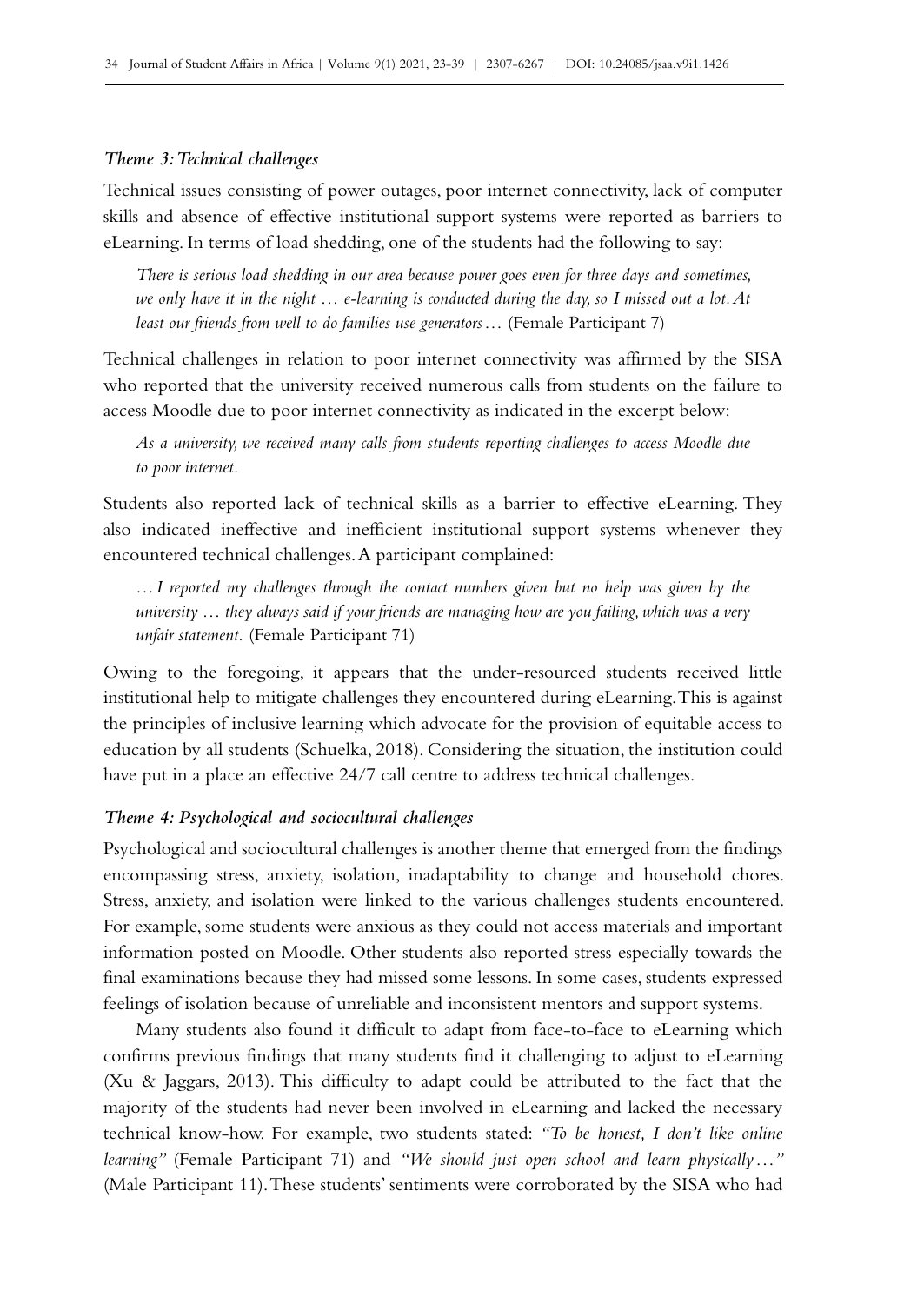### *Theme 3: Technical challenges*

Technical issues consisting of power outages, poor internet connectivity, lack of computer skills and absence of effective institutional support systems were reported as barriers to eLearning. In terms of load shedding, one of the students had the following to say:

> *There is serious load shedding in our area because power goes even for three days and sometimes, we only have it in the night … e-learning is conducted during the day, so I missed out a lot. At least our friends from well to do families use generators…* (Female Participant 7)

Technical challenges in relation to poor internet connectivity was affirmed by the SISA who reported that the university received numerous calls from students on the failure to access Moodle due to poor internet connectivity as indicated in the excerpt below:

> *As a university, we received many calls from students reporting challenges to access Moodle due to poor internet.*

Students also reported lack of technical skills as a barrier to effective eLearning. They also indicated ineffective and inefficient institutional support systems whenever they encountered technical challenges. A participant complained:

> *…I reported my challenges through the contact numbers given but no help was given by the university … they always said if your friends are managing how are you failing, which was a very unfair statement.* (Female Participant 71)

Owing to the foregoing, it appears that the under-resourced students received little institutional help to mitigate challenges they encountered during eLearning. This is against the principles of inclusive learning which advocate for the provision of equitable access to education by all students (Schuelka, 2018). Considering the situation, the institution could have put in a place an effective 24/7 call centre to address technical challenges.

### *Theme 4: Psychological and sociocultural challenges*

Psychological and sociocultural challenges is another theme that emerged from the findings encompassing stress, anxiety, isolation, inadaptability to change and household chores. Stress, anxiety, and isolation were linked to the various challenges students encountered. For example, some students were anxious as they could not access materials and important information posted on Moodle. Other students also reported stress especially towards the final examinations because they had missed some lessons. In some cases, students expressed feelings of isolation because of unreliable and inconsistent mentors and support systems.

Many students also found it difficult to adapt from face-to-face to eLearning which confirms previous findings that many students find it challenging to adjust to eLearning (Xu & Jaggars, 2013). This difficulty to adapt could be attributed to the fact that the majority of the students had never been involved in eLearning and lacked the necessary technical know-how. For example, two students stated: *"To be honest, I don't like online learning"* (Female Participant 71) and *"We should just open school and learn physically…"* (Male Participant 11). These students' sentiments were corroborated by the SISA who had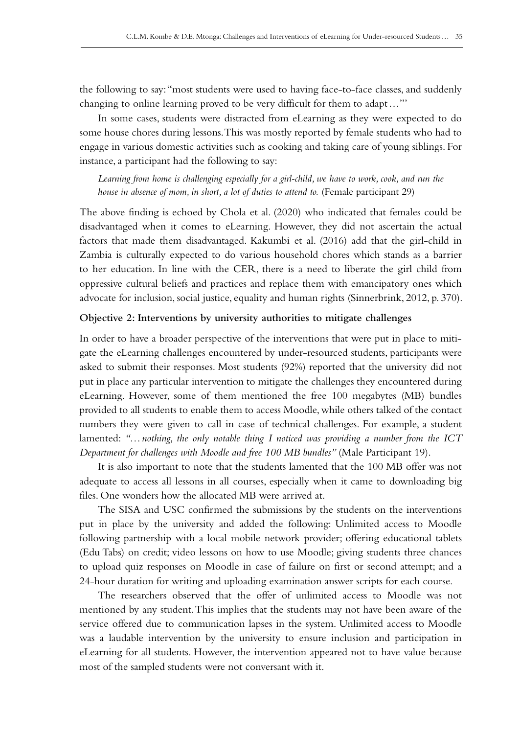the following to say: "most students were used to having face-to-face classes, and suddenly changing to online learning proved to be very difficult for them to adapt…"'

In some cases, students were distracted from eLearning as they were expected to do some house chores during lessons. This was mostly reported by female students who had to engage in various domestic activities such as cooking and taking care of young siblings. For instance, a participant had the following to say:

> *Learning from home is challenging especially for a girl-child, we have to work, cook, and run the house in absence of mom, in short, a lot of duties to attend to.* (Female participant 29)

The above finding is echoed by Chola et al. (2020) who indicated that females could be disadvantaged when it comes to eLearning. However, they did not ascertain the actual factors that made them disadvantaged. Kakumbi et al. (2016) add that the girl-child in Zambia is culturally expected to do various household chores which stands as a barrier to her education. In line with the CER, there is a need to liberate the girl child from oppressive cultural beliefs and practices and replace them with emancipatory ones which advocate for inclusion, social justice, equality and human rights (Sinnerbrink, 2012, p. 370).

**Objective 2: Interventions by university authorities to mitigate challenges**

In order to have a broader perspective of the interventions that were put in place to mitigate the eLearning challenges encountered by under-resourced students, participants were asked to submit their responses. Most students (92%) reported that the university did not put in place any particular intervention to mitigate the challenges they encountered during eLearning. However, some of them mentioned the free 100 megabytes (MB) bundles provided to all students to enable them to access Moodle, while others talked of the contact numbers they were given to call in case of technical challenges. For example, a student lamented: *"…nothing, the only notable thing I noticed was providing a number from the ICT Department for challenges with Moodle and free 100 MB bundles"* (Male Participant 19).

It is also important to note that the students lamented that the 100 MB offer was not adequate to access all lessons in all courses, especially when it came to downloading big files. One wonders how the allocated MB were arrived at.

The SISA and USC confirmed the submissions by the students on the interventions put in place by the university and added the following: Unlimited access to Moodle following partnership with a local mobile network provider; offering educational tablets (Edu Tabs) on credit; video lessons on how to use Moodle; giving students three chances to upload quiz responses on Moodle in case of failure on first or second attempt; and a 24-hour duration for writing and uploading examination answer scripts for each course.

The researchers observed that the offer of unlimited access to Moodle was not mentioned by any student. This implies that the students may not have been aware of the service offered due to communication lapses in the system. Unlimited access to Moodle was a laudable intervention by the university to ensure inclusion and participation in eLearning for all students. However, the intervention appeared not to have value because most of the sampled students were not conversant with it.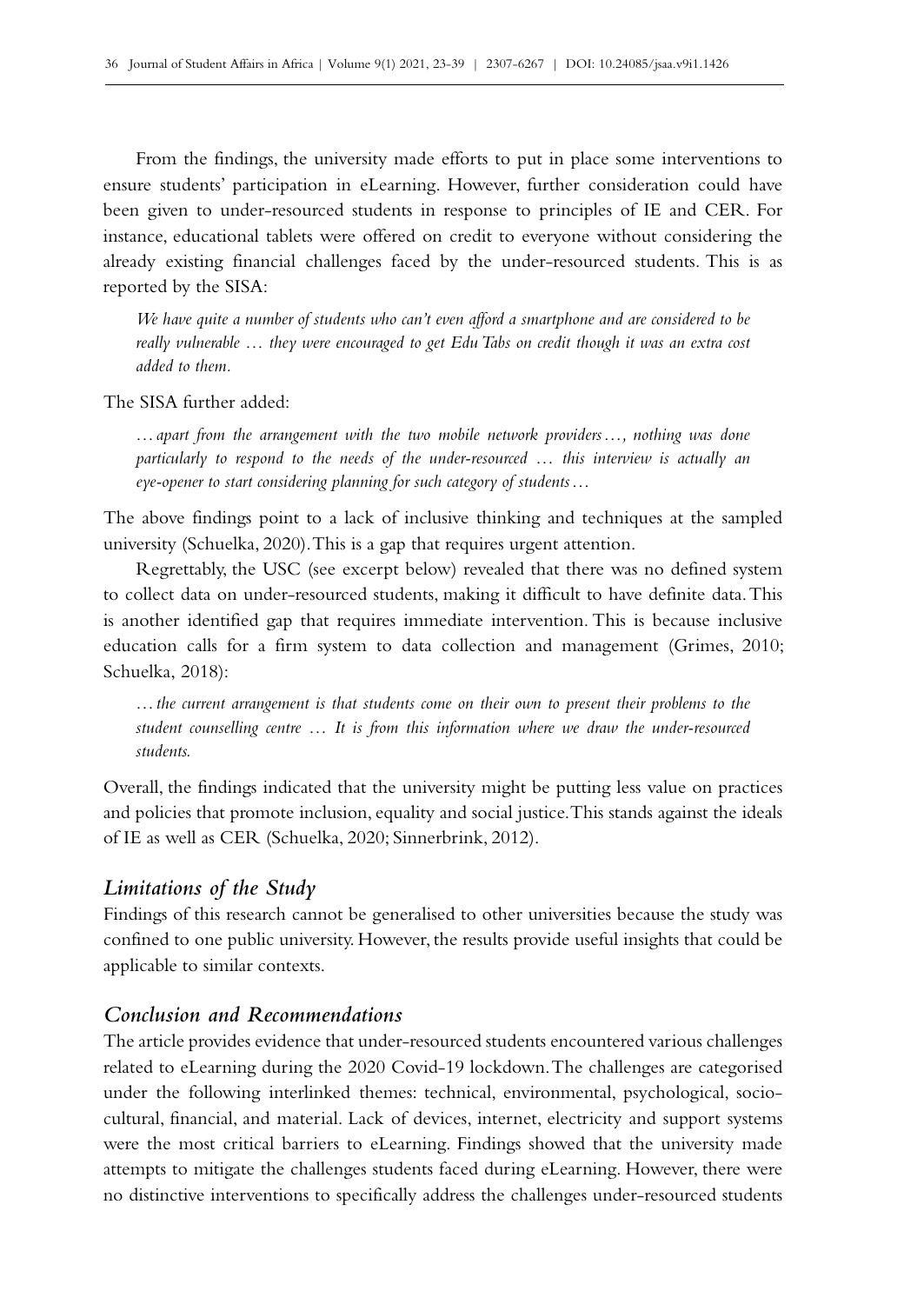From the findings, the university made efforts to put in place some interventions to ensure students' participation in eLearning. However, further consideration could have been given to under-resourced students in response to principles of IE and CER. For instance, educational tablets were offered on credit to everyone without considering the already existing financial challenges faced by the under-resourced students. This is as reported by the SISA:

> *We have quite a number of students who can't even afford a smartphone and are considered to be really vulnerable … they were encouraged to get Edu Tabs on credit though it was an extra cost added to them.*

The SISA further added:

> *… apart from the arrangement with the two mobile network providers …, nothing was done particularly to respond to the needs of the under-resourced … this interview is actually an eye-opener to start considering planning for such category of students …*

The above findings point to a lack of inclusive thinking and techniques at the sampled university (Schuelka, 2020). This is a gap that requires urgent attention.

Regrettably, the USC (see excerpt below) revealed that there was no defined system to collect data on under-resourced students, making it difficult to have definite data. This is another identified gap that requires immediate intervention. This is because inclusive education calls for a firm system to data collection and management (Grimes, 2010; Schuelka, 2018):

> *… the current arrangement is that students come on their own to present their problems to the student counselling centre … It is from this information where we draw the under-resourced students.*

Overall, the findings indicated that the university might be putting less value on practices and policies that promote inclusion, equality and social justice. This stands against the ideals of IE as well as CER (Schuelka, 2020; Sinnerbrink, 2012).

### *Limitations of the Study*

Findings of this research cannot be generalised to other universities because the study was confined to one public university. However, the results provide useful insights that could be applicable to similar contexts.

### *Conclusion and Recommendations*

The article provides evidence that under-resourced students encountered various challenges related to eLearning during the 2020 Covid-19 lockdown. The challenges are categorised under the following interlinked themes: technical, environmental, psychological, socio-cultural, financial, and material. Lack of devices, internet, electricity and support systems were the most critical barriers to eLearning. Findings showed that the university made attempts to mitigate the challenges students faced during eLearning. However, there were no distinctive interventions to specifically address the challenges under-resourced students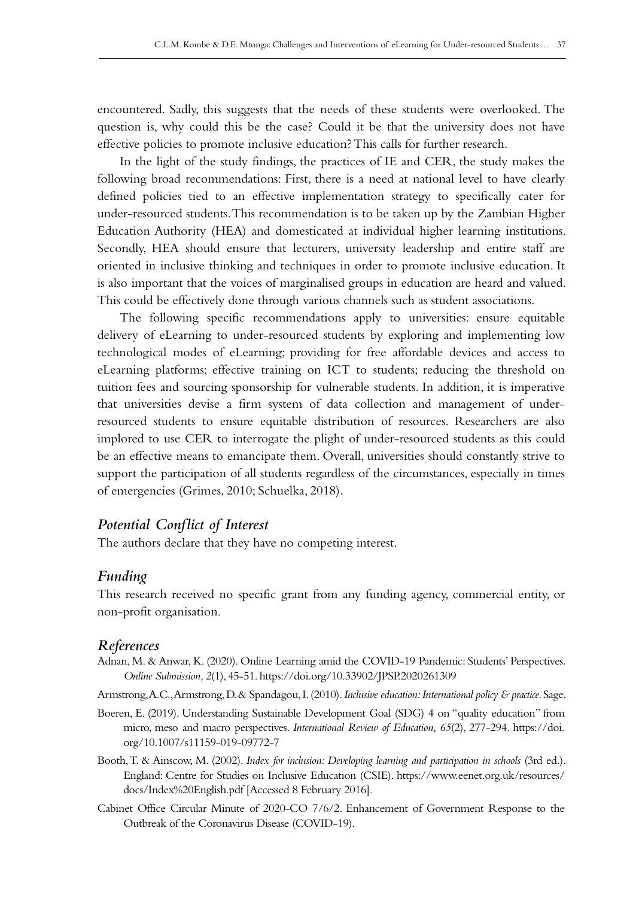encountered. Sadly, this suggests that the needs of these students were overlooked. The question is, why could this be the case? Could it be that the university does not have effective policies to promote inclusive education? This calls for further research.

In the light of the study findings, the practices of IE and CER, the study makes the following broad recommendations: First, there is a need at national level to have clearly defined policies tied to an effective implementation strategy to specifically cater for under-resourced students. This recommendation is to be taken up by the Zambian Higher Education Authority (HEA) and domesticated at individual higher learning institutions. Secondly, HEA should ensure that lecturers, university leadership and entire staff are oriented in inclusive thinking and techniques in order to promote inclusive education. It is also important that the voices of marginalised groups in education are heard and valued. This could be effectively done through various channels such as student associations.

The following specific recommendations apply to universities: ensure equitable delivery of eLearning to under-resourced students by exploring and implementing low technological modes of eLearning; providing for free affordable devices and access to eLearning platforms; effective training on ICT to students; reducing the threshold on tuition fees and sourcing sponsorship for vulnerable students. In addition, it is imperative that universities devise a firm system of data collection and management of under-resourced students to ensure equitable distribution of resources. Researchers are also implored to use CER to interrogate the plight of under-resourced students as this could be an effective means to emancipate them. Overall, universities should constantly strive to support the participation of all students regardless of the circumstances, especially in times of emergencies (Grimes, 2010; Schuelka, 2018).

## *Potential Conflict of Interest*

The authors declare that they have no competing interest.

## *Funding*

This research received no specific grant from any funding agency, commercial entity, or non-profit organisation.

## *References*

Adnan, M. & Anwar, K. (2020). Online Learning amid the COVID-19 Pandemic: Students' Perspectives. *Online Submission, 2*(1), 45-51. https://doi.org/10.33902/JPSP.2020261309

Armstrong, A.C., Armstrong, D. & Spandagou, I. (2010). *Inclusive education: International policy & practice.* Sage.

Boeren, E. (2019). Understanding Sustainable Development Goal (SDG) 4 on "quality education" from micro, meso and macro perspectives. *International Review of Education, 65*(2), 277-294. https://doi.org/10.1007/s11159-019-09772-7

Booth, T. & Ainscow, M. (2002). *Index for inclusion: Developing learning and participation in schools* (3rd ed.). England: Centre for Studies on Inclusive Education (CSIE). https://www.eenet.org.uk/resources/docs/Index%20English.pdf [Accessed 8 February 2016].

Cabinet Office Circular Minute of 2020-CO 7/6/2. Enhancement of Government Response to the Outbreak of the Coronavirus Disease (COVID-19).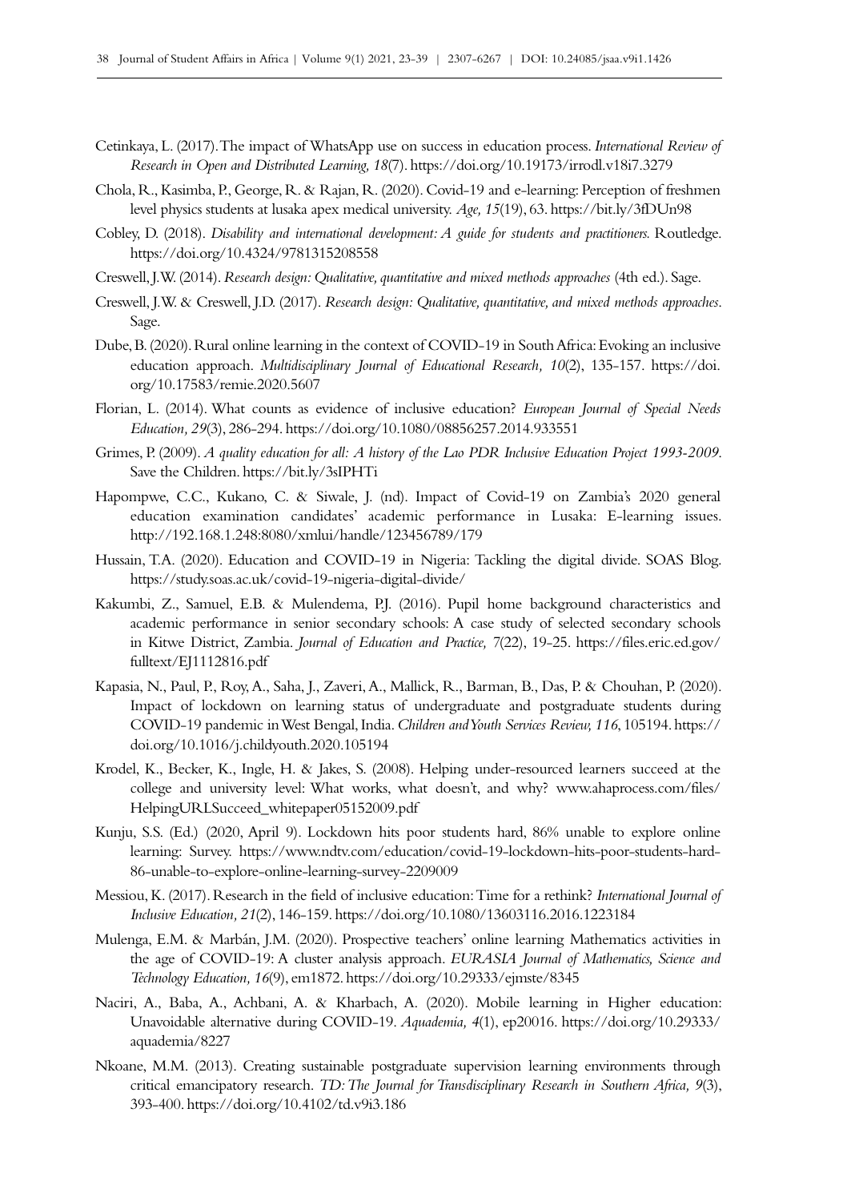Cetinkaya, L. (2017). The impact of WhatsApp use on success in education process. *International Review of Research in Open and Distributed Learning, 18*(7). https://doi.org/10.19173/irrodl.v18i7.3279

Chola, R., Kasimba, P., George, R. & Rajan, R. (2020). Covid-19 and e-learning: Perception of freshmen level physics students at lusaka apex medical university. *Age, 15*(19), 63. https://bit.ly/3fDUn98

Cobley, D. (2018). *Disability and international development: A guide for students and practitioners.* Routledge. https://doi.org/10.4324/9781315208558

Creswell, J.W. (2014). *Research design: Qualitative, quantitative and mixed methods approaches* (4th ed.). Sage.

Creswell, J.W. & Creswell, J.D. (2017). *Research design: Qualitative, quantitative, and mixed methods approaches*. Sage.

Dube, B. (2020). Rural online learning in the context of COVID-19 in South Africa: Evoking an inclusive education approach. *Multidisciplinary Journal of Educational Research, 10*(2), 135-157. https://doi.org/10.17583/remie.2020.5607

Florian, L. (2014). What counts as evidence of inclusive education? *European Journal of Special Needs Education, 29*(3), 286-294. https://doi.org/10.1080/08856257.2014.933551

Grimes, P. (2009). *A quality education for all: A history of the Lao PDR Inclusive Education Project 1993-2009*. Save the Children. https://bit.ly/3sIPHTi

Hapompwe, C.C., Kukano, C. & Siwale, J. (nd). Impact of Covid-19 on Zambia's 2020 general education examination candidates' academic performance in Lusaka: E-learning issues. http://192.168.1.248:8080/xmlui/handle/123456789/179

Hussain, T.A. (2020). Education and COVID-19 in Nigeria: Tackling the digital divide. SOAS Blog. https://study.soas.ac.uk/covid-19-nigeria-digital-divide/

Kakumbi, Z., Samuel, E.B. & Mulendema, P.J. (2016). Pupil home background characteristics and academic performance in senior secondary schools: A case study of selected secondary schools in Kitwe District, Zambia. *Journal of Education and Practice, 7*(22), 19-25. https://files.eric.ed.gov/fulltext/EJ1112816.pdf

Kapasia, N., Paul, P., Roy, A., Saha, J., Zaveri, A., Mallick, R., Barman, B., Das, P. & Chouhan, P. (2020). Impact of lockdown on learning status of undergraduate and postgraduate students during COVID-19 pandemic in West Bengal, India. *Children and Youth Services Review, 116*, 105194. https://doi.org/10.1016/j.childyouth.2020.105194

Krodel, K., Becker, K., Ingle, H. & Jakes, S. (2008). Helping under-resourced learners succeed at the college and university level: What works, what doesn't, and why? www.ahaprocess.com/files/HelpingURLSucceed_whitepaper05152009.pdf

Kunju, S.S. (Ed.) (2020, April 9). Lockdown hits poor students hard, 86% unable to explore online learning: Survey. https://www.ndtv.com/education/covid-19-lockdown-hits-poor-students-hard-86-unable-to-explore-online-learning-survey-2209009

Messiou, K. (2017). Research in the field of inclusive education: Time for a rethink? *International Journal of Inclusive Education, 21*(2), 146-159. https://doi.org/10.1080/13603116.2016.1223184

Mulenga, E.M. & Marbán, J.M. (2020). Prospective teachers' online learning Mathematics activities in the age of COVID-19: A cluster analysis approach. *EURASIA Journal of Mathematics, Science and Technology Education, 16*(9), em1872. https://doi.org/10.29333/ejmste/8345

Naciri, A., Baba, A., Achbani, A. & Kharbach, A. (2020). Mobile learning in Higher education: Unavoidable alternative during COVID-19. *Aquademia, 4*(1), ep20016. https://doi.org/10.29333/aquademia/8227

Nkoane, M.M. (2013). Creating sustainable postgraduate supervision learning environments through critical emancipatory research. *TD: The Journal for Transdisciplinary Research in Southern Africa, 9*(3), 393-400. https://doi.org/10.4102/td.v9i3.186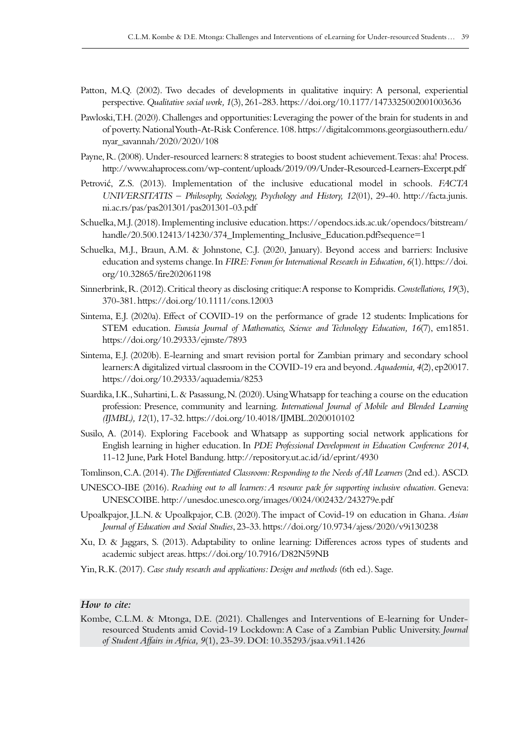Patton, M.Q. (2002). Two decades of developments in qualitative inquiry: A personal, experiential perspective. *Qualitative social work, 1*(3), 261-283. https://doi.org/10.1177/1473325002001003636

Pawloski, T.H. (2020). Challenges and opportunities: Leveraging the power of the brain for students in and of poverty. National Youth-At-Risk Conference. 108. https://digitalcommons.georgiasouthern.edu/nyar_savannah/2020/2020/108

Payne, R. (2008). Under-resourced learners: 8 strategies to boost student achievement. Texas: aha! Process. http://www.ahaprocess.com/wp-content/uploads/2019/09/Under-Resourced-Learners-Excerpt.pdf

Petrović, Z.S. (2013). Implementation of the inclusive educational model in schools. *FACTA UNIVERSITATIS – Philosophy, Sociology, Psychology and History, 12*(01), 29-40. http://facta.junis.ni.ac.rs/pas/pas201301/pas201301-03.pdf

Schuelka, M.J. (2018). Implementing inclusive education. https://opendocs.ids.ac.uk/opendocs/bitstream/handle/20.500.12413/14230/374_Implementing_Inclusive_Education.pdf?sequence=1

Schuelka, M.J., Braun, A.M. & Johnstone, C.J. (2020, January). Beyond access and barriers: Inclusive education and systems change. In *FIRE: Forum for International Research in Education, 6*(1). https://doi.org/10.32865/fire202061198

Sinnerbrink, R. (2012). Critical theory as disclosing critique: A response to Kompridis. *Constellations, 19*(3), 370-381. https://doi.org/10.1111/cons.12003

Sintema, E.J. (2020a). Effect of COVID-19 on the performance of grade 12 students: Implications for STEM education. *Eurasia Journal of Mathematics, Science and Technology Education, 16*(7), em1851. https://doi.org/10.29333/ejmste/7893

Sintema, E.J. (2020b). E-learning and smart revision portal for Zambian primary and secondary school learners: A digitalized virtual classroom in the COVID-19 era and beyond. *Aquademia, 4*(2), ep20017. https://doi.org/10.29333/aquademia/8253

Suardika, I.K., Suhartini, L. & Pasassung, N. (2020). Using Whatsapp for teaching a course on the education profession: Presence, community and learning. *International Journal of Mobile and Blended Learning (IJMBL), 12*(1), 17-32. https://doi.org/10.4018/IJMBL.2020010102

Susilo, A. (2014). Exploring Facebook and Whatsapp as supporting social network applications for English learning in higher education. In *PDE Professional Development in Education Conference 2014*, 11-12 June, Park Hotel Bandung. http://repository.ut.ac.id/id/eprint/4930

Tomlinson, C.A. (2014). *The Differentiated Classroom: Responding to the Needs of All Learners* (2nd ed.). ASCD.

UNESCO-IBE (2016). *Reaching out to all learners: A resource pack for supporting inclusive education*. Geneva: UNESCOIBE. http://unesdoc.unesco.org/images/0024/002432/243279e.pdf

Upoalkpajor, J.L.N. & Upoalkpajor, C.B. (2020). The impact of Covid-19 on education in Ghana. *Asian Journal of Education and Social Studies*, 23-33. https://doi.org/10.9734/ajess/2020/v9i130238

Xu, D. & Jaggars, S. (2013). Adaptability to online learning: Differences across types of students and academic subject areas. https://doi.org/10.7916/D82N59NB

Yin, R.K. (2017). *Case study research and applications: Design and methods* (6th ed.). Sage.

***How to cite:***

Kombe, C.L.M. & Mtonga, D.E. (2021). Challenges and Interventions of E-learning for Under-resourced Students amid Covid-19 Lockdown: A Case of a Zambian Public University. *Journal of Student Affairs in Africa, 9*(1), 23-39. DOI: 10.35293/jsaa.v9i1.1426